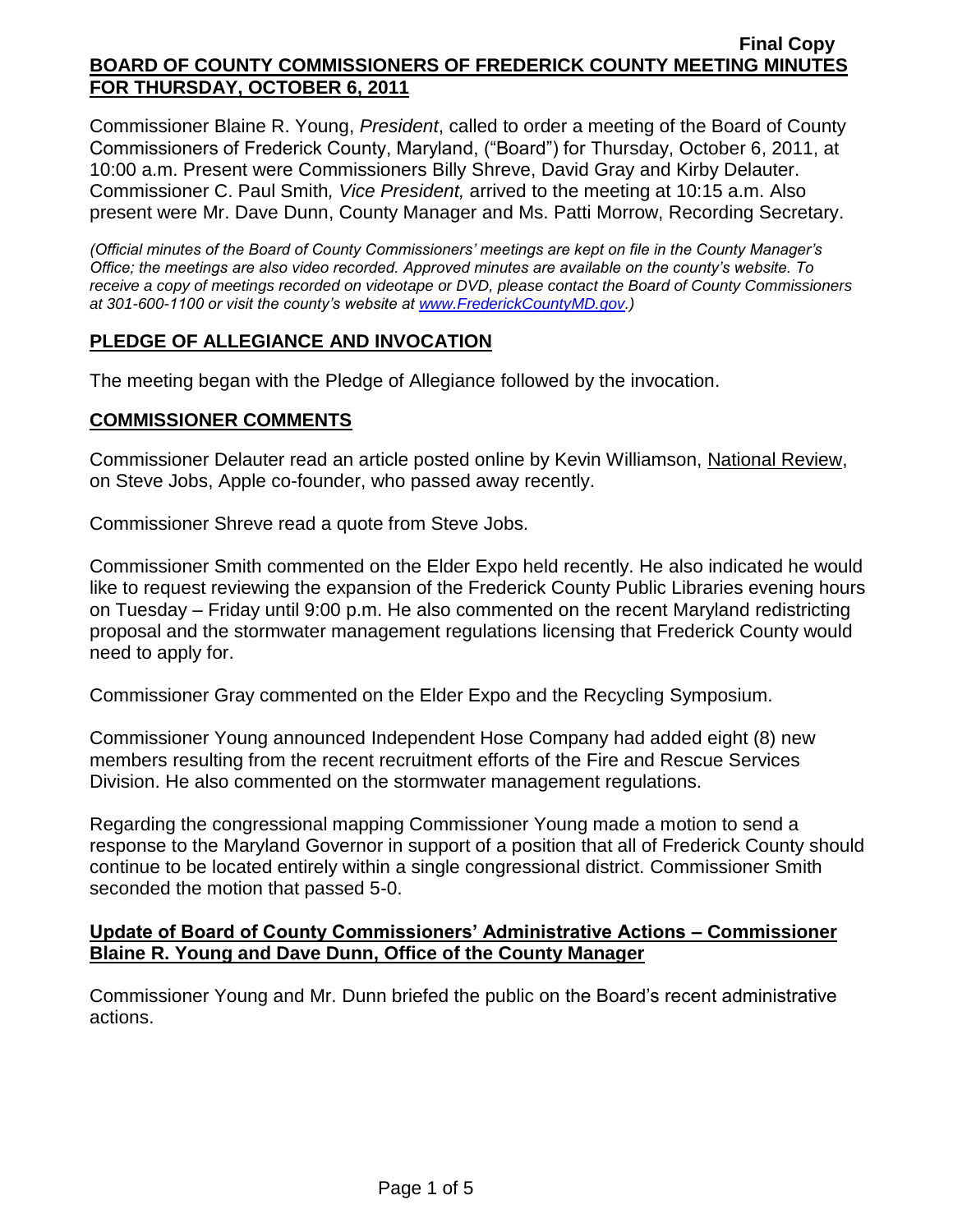**Final Copy**

**BOARD OF COUNTY COMMISSIONERS OF FREDERICK COUNTY MEETING MINUTES FOR THURSDAY, OCTOBER 6, 2011**

Commissioner Blaine R. Young, *President*, called to order a meeting of the Board of County Commissioners of Frederick County, Maryland, ("Board") for Thursday, October 6, 2011, at 10:00 a.m. Present were Commissioners Billy Shreve, David Gray and Kirby Delauter. Commissioner C. Paul Smith*, Vice President,* arrived to the meeting at 10:15 a.m. Also present were Mr. Dave Dunn, County Manager and Ms. Patti Morrow, Recording Secretary.

*(Official minutes of the Board of County Commissioners' meetings are kept on file in the County Manager's Office; the meetings are also video recorded. Approved minutes are available on the county's website. To receive a copy of meetings recorded on videotape or DVD, please contact the Board of County Commissioners at 301-600-1100 or visit the county's website at www.FrederickCountyMD.gov.)*

## PLEDGE OF ALLEGIANCE AND INVOCATION

The meeting began with the Pledge of Allegiance followed by the invocation.

## COMMISSIONER COMMENTS

Commissioner Delauter read an article posted online by Kevin Williamson, National Review, on Steve Jobs, Apple co-founder, who passed away recently.

Commissioner Shreve read a quote from Steve Jobs.

Commissioner Smith commented on the Elder Expo held recently. He also indicated he would like to request reviewing the expansion of the Frederick County Public Libraries evening hours on Tuesday – Friday until 9:00 p.m. He also commented on the recent Maryland redistricting proposal and the stormwater management regulations licensing that Frederick County would need to apply for.

Commissioner Gray commented on the Elder Expo and the Recycling Symposium.

Commissioner Young announced Independent Hose Company had added eight (8) new members resulting from the recent recruitment efforts of the Fire and Rescue Services Division. He also commented on the stormwater management regulations.

Regarding the congressional mapping Commissioner Young made a motion to send a response to the Maryland Governor in support of a position that all of Frederick County should continue to be located entirely within a single congressional district. Commissioner Smith seconded the motion that passed 5-0.

## Update of Board of County Commissioners' Administrative Actions – Commissioner Blaine R. Young and Dave Dunn, Office of the County Manager

Commissioner Young and Mr. Dunn briefed the public on the Board's recent administrative actions.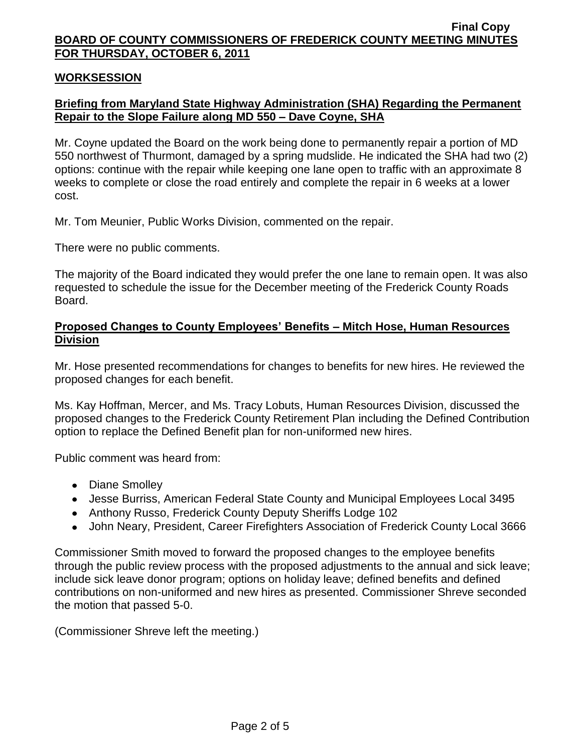## WORKSESSION

### Briefing from Maryland State Highway Administration (SHA) Regarding the Permanent Repair to the Slope Failure along MD 550 – Dave Coyne, SHA

Mr. Coyne updated the Board on the work being done to permanently repair a portion of MD 550 northwest of Thurmont, damaged by a spring mudslide. He indicated the SHA had two (2) options: continue with the repair while keeping one lane open to traffic with an approximate 8 weeks to complete or close the road entirely and complete the repair in 6 weeks at a lower cost.

Mr. Tom Meunier, Public Works Division, commented on the repair.

There were no public comments.

The majority of the Board indicated they would prefer the one lane to remain open. It was also requested to schedule the issue for the December meeting of the Frederick County Roads Board.

### Proposed Changes to County Employees' Benefits – Mitch Hose, Human Resources Division

Mr. Hose presented recommendations for changes to benefits for new hires. He reviewed the proposed changes for each benefit.

Ms. Kay Hoffman, Mercer, and Ms. Tracy Lobuts, Human Resources Division, discussed the proposed changes to the Frederick County Retirement Plan including the Defined Contribution option to replace the Defined Benefit plan for non-uniformed new hires.

Public comment was heard from:

- Diane Smolley
- Jesse Burriss, American Federal State County and Municipal Employees Local 3495
- Anthony Russo, Frederick County Deputy Sheriffs Lodge 102
- John Neary, President, Career Firefighters Association of Frederick County Local 3666

Commissioner Smith moved to forward the proposed changes to the employee benefits through the public review process with the proposed adjustments to the annual and sick leave; include sick leave donor program; options on holiday leave; defined benefits and defined contributions on non-uniformed and new hires as presented. Commissioner Shreve seconded the motion that passed 5-0.

(Commissioner Shreve left the meeting.)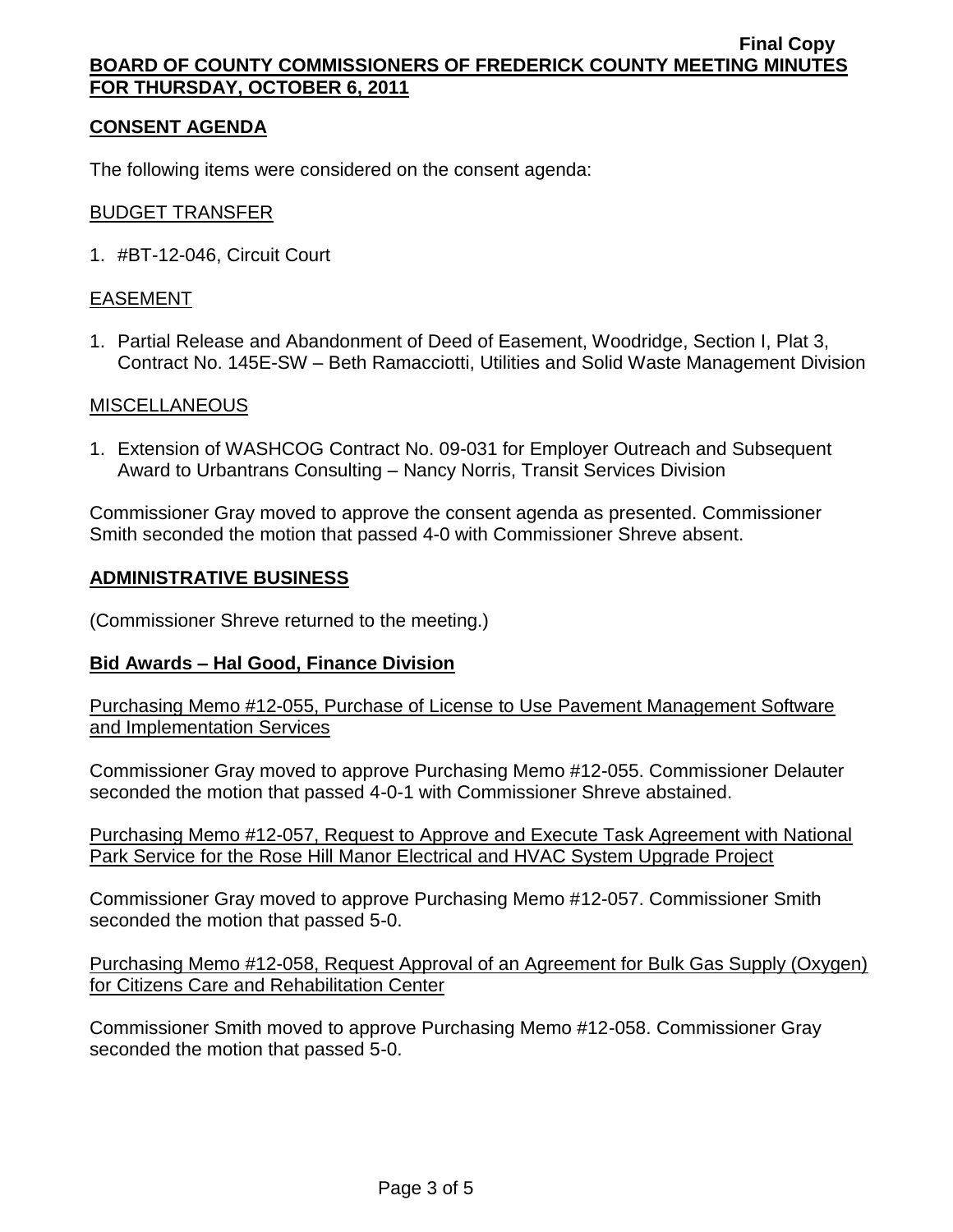## CONSENT AGENDA

The following items were considered on the consent agenda:

BUDGET TRANSFER

1. #BT-12-046, Circuit Court

EASEMENT

1. Partial Release and Abandonment of Deed of Easement, Woodridge, Section I, Plat 3, Contract No. 145E-SW – Beth Ramacciotti, Utilities and Solid Waste Management Division

MISCELLANEOUS

1. Extension of WASHCOG Contract No. 09-031 for Employer Outreach and Subsequent Award to Urbantrans Consulting – Nancy Norris, Transit Services Division

Commissioner Gray moved to approve the consent agenda as presented. Commissioner Smith seconded the motion that passed 4-0 with Commissioner Shreve absent.

## ADMINISTRATIVE BUSINESS

(Commissioner Shreve returned to the meeting.)

### Bid Awards – Hal Good, Finance Division

Purchasing Memo #12-055, Purchase of License to Use Pavement Management Software and Implementation Services

Commissioner Gray moved to approve Purchasing Memo #12-055. Commissioner Delauter seconded the motion that passed 4-0-1 with Commissioner Shreve abstained.

Purchasing Memo #12-057, Request to Approve and Execute Task Agreement with National Park Service for the Rose Hill Manor Electrical and HVAC System Upgrade Project

Commissioner Gray moved to approve Purchasing Memo #12-057. Commissioner Smith seconded the motion that passed 5-0.

Purchasing Memo #12-058, Request Approval of an Agreement for Bulk Gas Supply (Oxygen) for Citizens Care and Rehabilitation Center

Commissioner Smith moved to approve Purchasing Memo #12-058. Commissioner Gray seconded the motion that passed 5-0.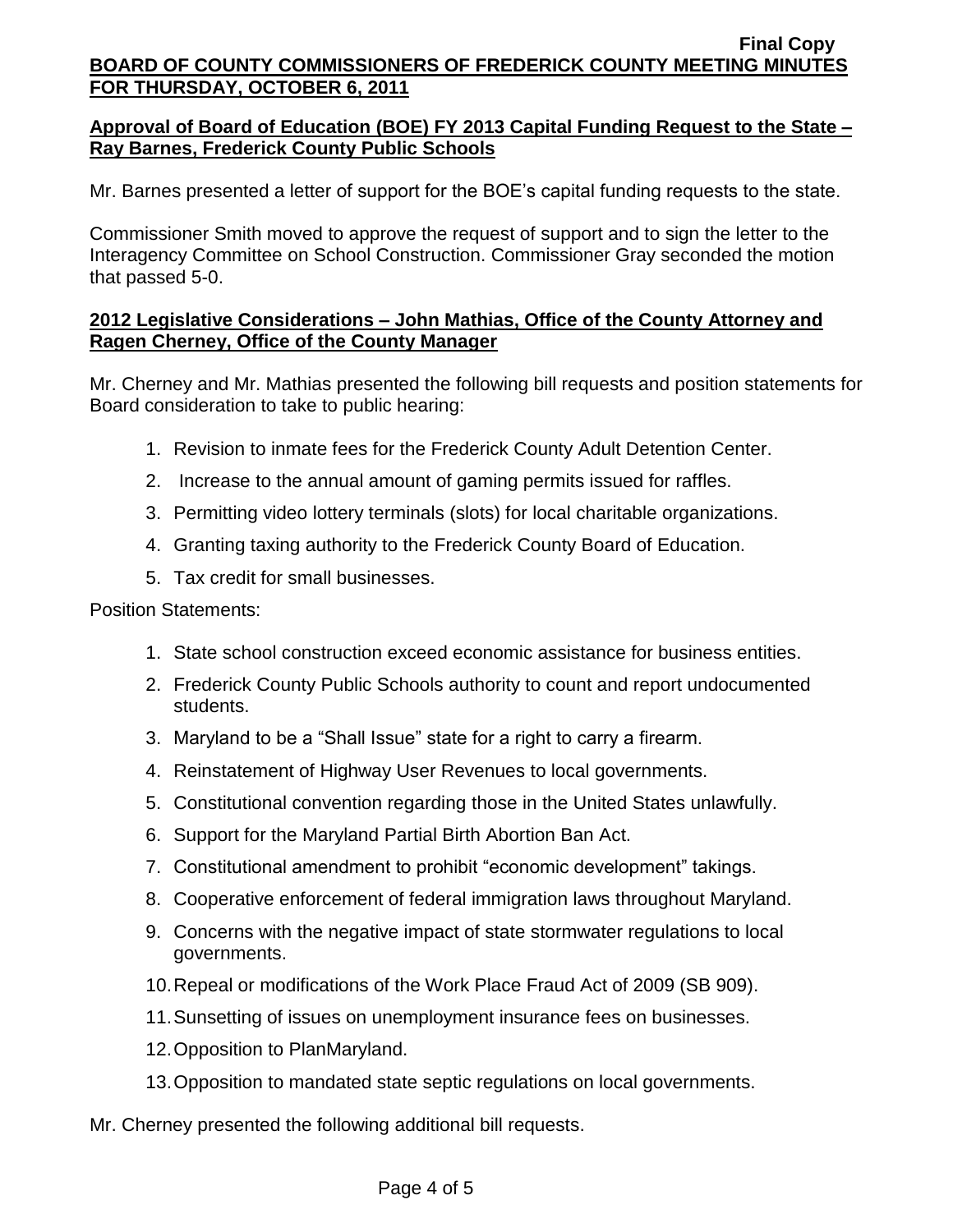### Approval of Board of Education (BOE) FY 2013 Capital Funding Request to the State – Ray Barnes, Frederick County Public Schools

Mr. Barnes presented a letter of support for the BOE's capital funding requests to the state.

Commissioner Smith moved to approve the request of support and to sign the letter to the Interagency Committee on School Construction. Commissioner Gray seconded the motion that passed 5-0.

### 2012 Legislative Considerations – John Mathias, Office of the County Attorney and Ragen Cherney, Office of the County Manager

Mr. Cherney and Mr. Mathias presented the following bill requests and position statements for Board consideration to take to public hearing:

1. Revision to inmate fees for the Frederick County Adult Detention Center.
2. Increase to the annual amount of gaming permits issued for raffles.
3. Permitting video lottery terminals (slots) for local charitable organizations.
4. Granting taxing authority to the Frederick County Board of Education.
5. Tax credit for small businesses.

Position Statements:

1. State school construction exceed economic assistance for business entities.
2. Frederick County Public Schools authority to count and report undocumented students.
3. Maryland to be a "Shall Issue" state for a right to carry a firearm.
4. Reinstatement of Highway User Revenues to local governments.
5. Constitutional convention regarding those in the United States unlawfully.
6. Support for the Maryland Partial Birth Abortion Ban Act.
7. Constitutional amendment to prohibit "economic development" takings.
8. Cooperative enforcement of federal immigration laws throughout Maryland.
9. Concerns with the negative impact of state stormwater regulations to local governments.
10. Repeal or modifications of the Work Place Fraud Act of 2009 (SB 909).
11. Sunsetting of issues on unemployment insurance fees on businesses.
12. Opposition to PlanMaryland.
13. Opposition to mandated state septic regulations on local governments.

Mr. Cherney presented the following additional bill requests.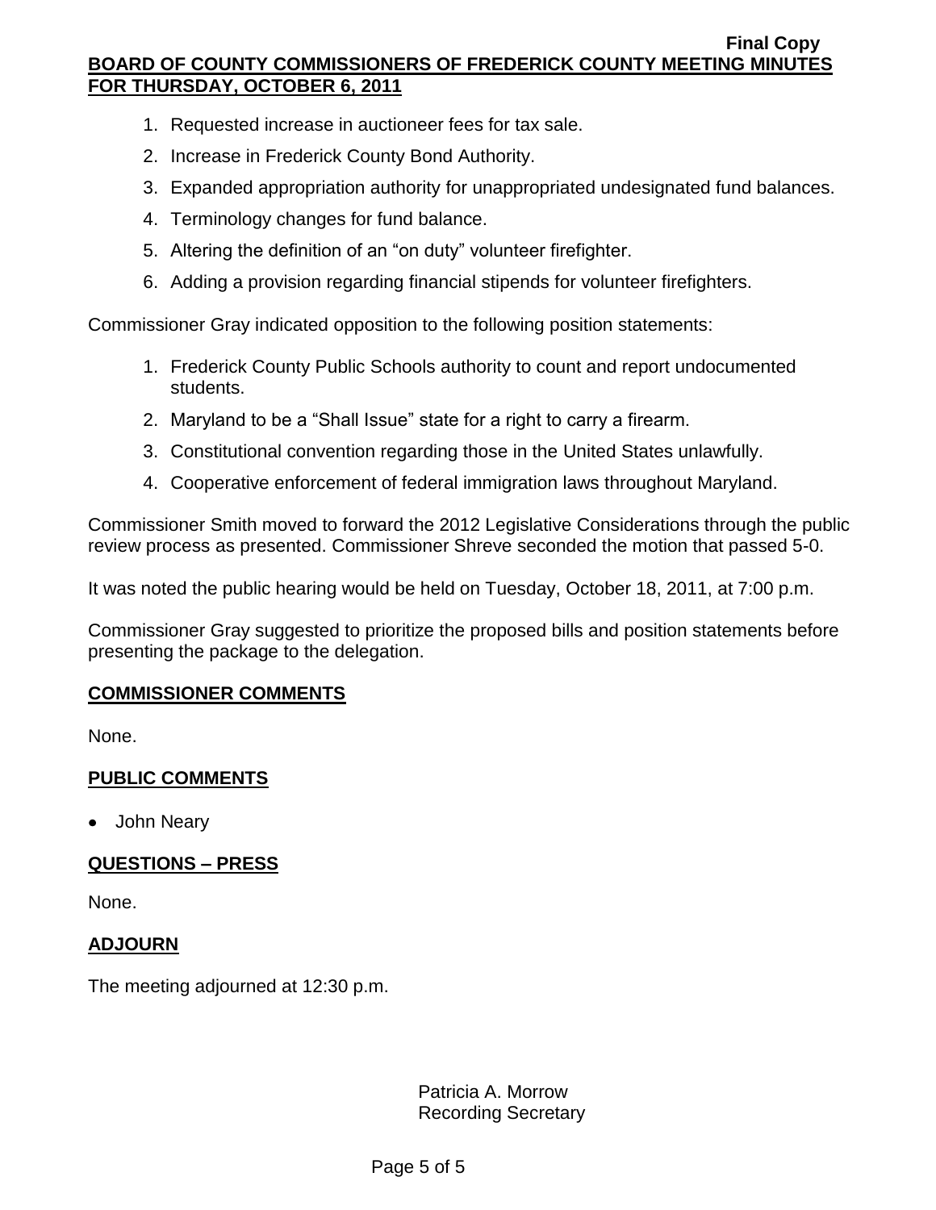1. Requested increase in auctioneer fees for tax sale.
2. Increase in Frederick County Bond Authority.
3. Expanded appropriation authority for unappropriated undesignated fund balances.
4. Terminology changes for fund balance.
5. Altering the definition of an "on duty" volunteer firefighter.
6. Adding a provision regarding financial stipends for volunteer firefighters.

Commissioner Gray indicated opposition to the following position statements:

1. Frederick County Public Schools authority to count and report undocumented students.
2. Maryland to be a "Shall Issue" state for a right to carry a firearm.
3. Constitutional convention regarding those in the United States unlawfully.
4. Cooperative enforcement of federal immigration laws throughout Maryland.

Commissioner Smith moved to forward the 2012 Legislative Considerations through the public review process as presented. Commissioner Shreve seconded the motion that passed 5-0.

It was noted the public hearing would be held on Tuesday, October 18, 2011, at 7:00 p.m.

Commissioner Gray suggested to prioritize the proposed bills and position statements before presenting the package to the delegation.

## COMMISSIONER COMMENTS

None.

## PUBLIC COMMENTS

- John Neary

## QUESTIONS – PRESS

None.

## ADJOURN

The meeting adjourned at 12:30 p.m.

Patricia A. Morrow
Recording Secretary